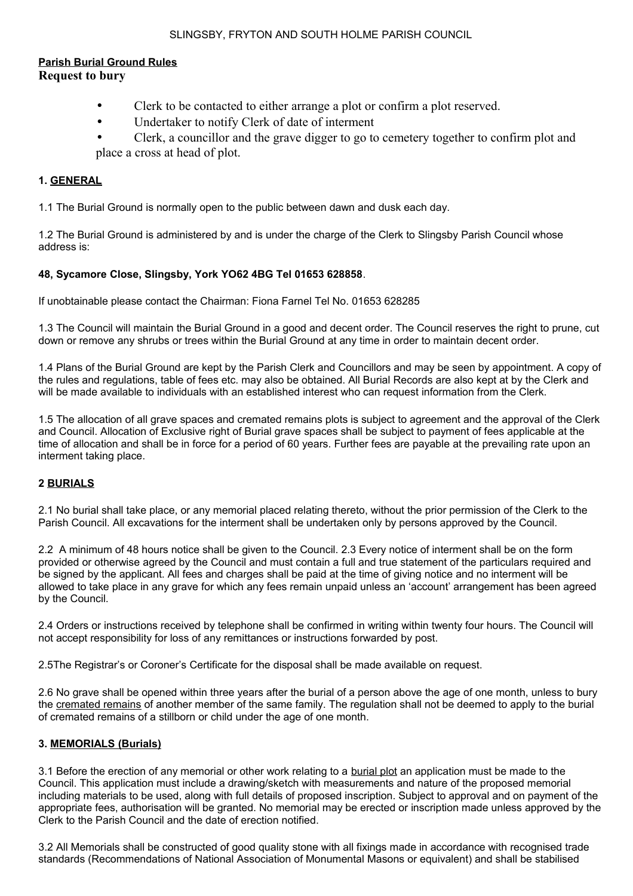SLINGSBY, FRYTON AND SOUTH HOLME PARISH COUNCIL

**Parish Burial Ground Rules**

**Request to bury**

- Clerk to be contacted to either arrange a plot or confirm a plot reserved.
- Undertaker to notify Clerk of date of interment
- Clerk, a councillor and the grave digger to go to cemetery together to confirm plot and place a cross at head of plot.

### 1. GENERAL

1.1 The Burial Ground is normally open to the public between dawn and dusk each day.

1.2 The Burial Ground is administered by and is under the charge of the Clerk to Slingsby Parish Council whose address is:

**48, Sycamore Close, Slingsby, York YO62 4BG Tel 01653 628858**.

If unobtainable please contact the Chairman: Fiona Farnel Tel No. 01653 628285

1.3 The Council will maintain the Burial Ground in a good and decent order. The Council reserves the right to prune, cut down or remove any shrubs or trees within the Burial Ground at any time in order to maintain decent order.

1.4 Plans of the Burial Ground are kept by the Parish Clerk and Councillors and may be seen by appointment. A copy of the rules and regulations, table of fees etc. may also be obtained. All Burial Records are also kept at by the Clerk and will be made available to individuals with an established interest who can request information from the Clerk.

1.5 The allocation of all grave spaces and cremated remains plots is subject to agreement and the approval of the Clerk and Council. Allocation of Exclusive right of Burial grave spaces shall be subject to payment of fees applicable at the time of allocation and shall be in force for a period of 60 years. Further fees are payable at the prevailing rate upon an interment taking place.

### 2 BURIALS

2.1 No burial shall take place, or any memorial placed relating thereto, without the prior permission of the Clerk to the Parish Council. All excavations for the interment shall be undertaken only by persons approved by the Council.

2.2 A minimum of 48 hours notice shall be given to the Council. 2.3 Every notice of interment shall be on the form provided or otherwise agreed by the Council and must contain a full and true statement of the particulars required and be signed by the applicant. All fees and charges shall be paid at the time of giving notice and no interment will be allowed to take place in any grave for which any fees remain unpaid unless an 'account' arrangement has been agreed by the Council.

2.4 Orders or instructions received by telephone shall be confirmed in writing within twenty four hours. The Council will not accept responsibility for loss of any remittances or instructions forwarded by post.

2.5The Registrar's or Coroner's Certificate for the disposal shall be made available on request.

2.6 No grave shall be opened within three years after the burial of a person above the age of one month, unless to bury the cremated remains of another member of the same family. The regulation shall not be deemed to apply to the burial of cremated remains of a stillborn or child under the age of one month.

### 3. MEMORIALS (Burials)

3.1 Before the erection of any memorial or other work relating to a burial plot an application must be made to the Council. This application must include a drawing/sketch with measurements and nature of the proposed memorial including materials to be used, along with full details of proposed inscription. Subject to approval and on payment of the appropriate fees, authorisation will be granted. No memorial may be erected or inscription made unless approved by the Clerk to the Parish Council and the date of erection notified.

3.2 All Memorials shall be constructed of good quality stone with all fixings made in accordance with recognised trade standards (Recommendations of National Association of Monumental Masons or equivalent) and shall be stabilised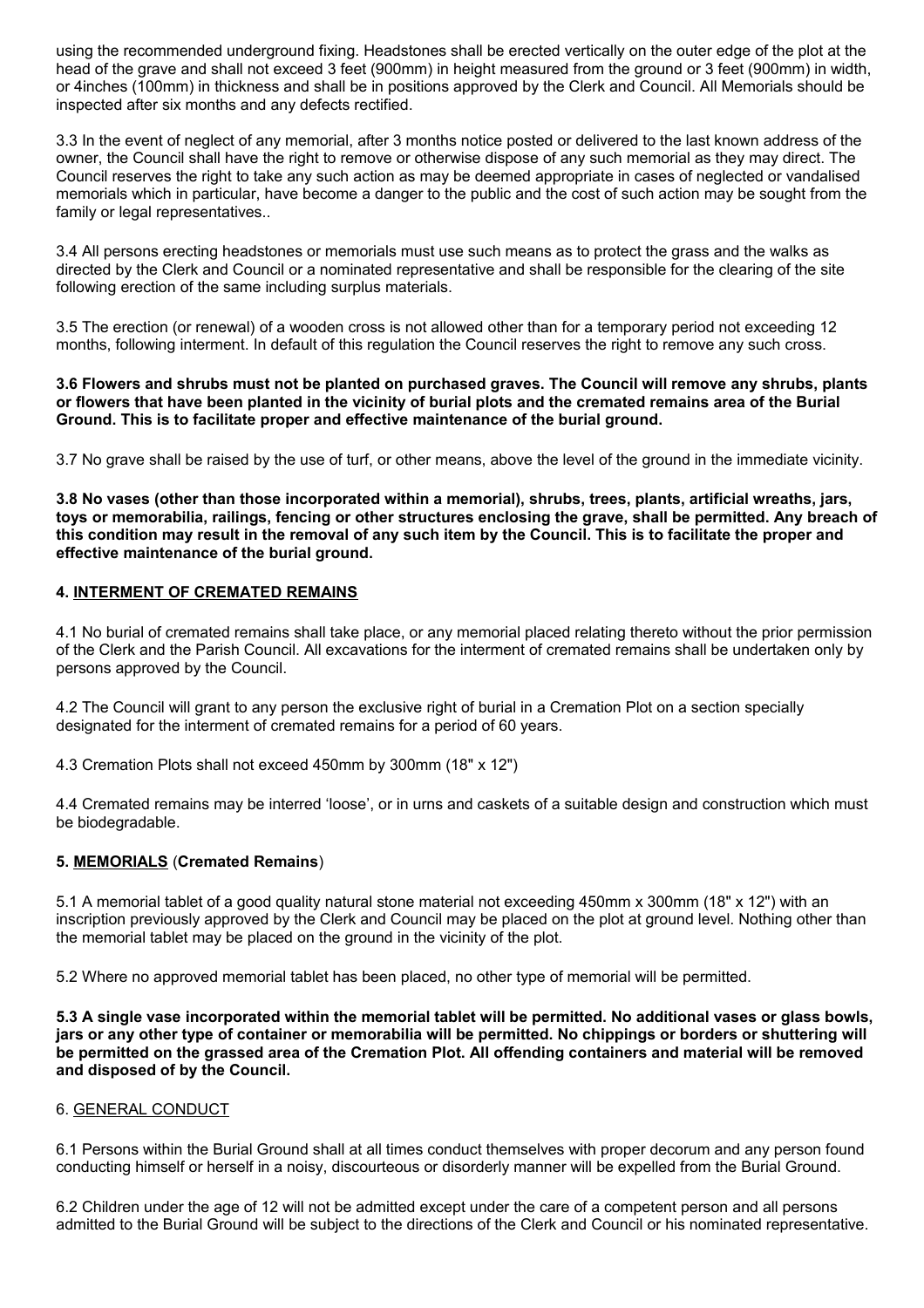using the recommended underground fixing. Headstones shall be erected vertically on the outer edge of the plot at the head of the grave and shall not exceed 3 feet (900mm) in height measured from the ground or 3 feet (900mm) in width, or 4inches (100mm) in thickness and shall be in positions approved by the Clerk and Council. All Memorials should be inspected after six months and any defects rectified.

3.3 In the event of neglect of any memorial, after 3 months notice posted or delivered to the last known address of the owner, the Council shall have the right to remove or otherwise dispose of any such memorial as they may direct. The Council reserves the right to take any such action as may be deemed appropriate in cases of neglected or vandalised memorials which in particular, have become a danger to the public and the cost of such action may be sought from the family or legal representatives..

3.4 All persons erecting headstones or memorials must use such means as to protect the grass and the walks as directed by the Clerk and Council or a nominated representative and shall be responsible for the clearing of the site following erection of the same including surplus materials.

3.5 The erection (or renewal) of a wooden cross is not allowed other than for a temporary period not exceeding 12 months, following interment. In default of this regulation the Council reserves the right to remove any such cross.

**3.6 Flowers and shrubs must not be planted on purchased graves. The Council will remove any shrubs, plants or flowers that have been planted in the vicinity of burial plots and the cremated remains area of the Burial Ground. This is to facilitate proper and effective maintenance of the burial ground.**

3.7 No grave shall be raised by the use of turf, or other means, above the level of the ground in the immediate vicinity.

**3.8 No vases (other than those incorporated within a memorial), shrubs, trees, plants, artificial wreaths, jars, toys or memorabilia, railings, fencing or other structures enclosing the grave, shall be permitted. Any breach of this condition may result in the removal of any such item by the Council. This is to facilitate the proper and effective maintenance of the burial ground.**

**4. <u>INTERMENT OF CREMATED REMAINS</u>**

4.1 No burial of cremated remains shall take place, or any memorial placed relating thereto without the prior permission of the Clerk and the Parish Council. All excavations for the interment of cremated remains shall be undertaken only by persons approved by the Council.

4.2 The Council will grant to any person the exclusive right of burial in a Cremation Plot on a section specially designated for the interment of cremated remains for a period of 60 years.

4.3 Cremation Plots shall not exceed 450mm by 300mm (18" x 12")

4.4 Cremated remains may be interred 'loose', or in urns and caskets of a suitable design and construction which must be biodegradable.

**5. <u>MEMORIALS</u> (Cremated Remains)**

5.1 A memorial tablet of a good quality natural stone material not exceeding 450mm x 300mm (18" x 12") with an inscription previously approved by the Clerk and Council may be placed on the plot at ground level. Nothing other than the memorial tablet may be placed on the ground in the vicinity of the plot.

5.2 Where no approved memorial tablet has been placed, no other type of memorial will be permitted.

**5.3 A single vase incorporated within the memorial tablet will be permitted. No additional vases or glass bowls, jars or any other type of container or memorabilia will be permitted. No chippings or borders or shuttering will be permitted on the grassed area of the Cremation Plot. All offending containers and material will be removed and disposed of by the Council.**

6. <u>GENERAL CONDUCT</u>

6.1 Persons within the Burial Ground shall at all times conduct themselves with proper decorum and any person found conducting himself or herself in a noisy, discourteous or disorderly manner will be expelled from the Burial Ground.

6.2 Children under the age of 12 will not be admitted except under the care of a competent person and all persons admitted to the Burial Ground will be subject to the directions of the Clerk and Council or his nominated representative.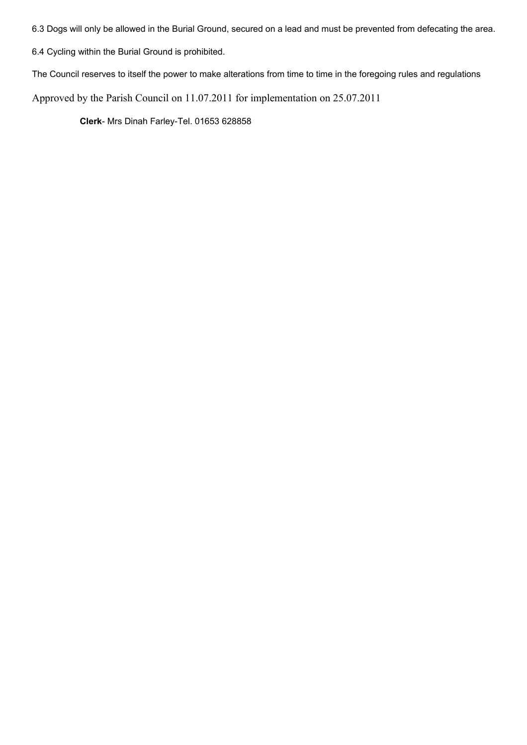6.3 Dogs will only be allowed in the Burial Ground, secured on a lead and must be prevented from defecating the area.

6.4 Cycling within the Burial Ground is prohibited.

The Council reserves to itself the power to make alterations from time to time in the foregoing rules and regulations

Approved by the Parish Council on 11.07.2011 for implementation on 25.07.2011

**Clerk**- Mrs Dinah Farley-Tel. 01653 628858